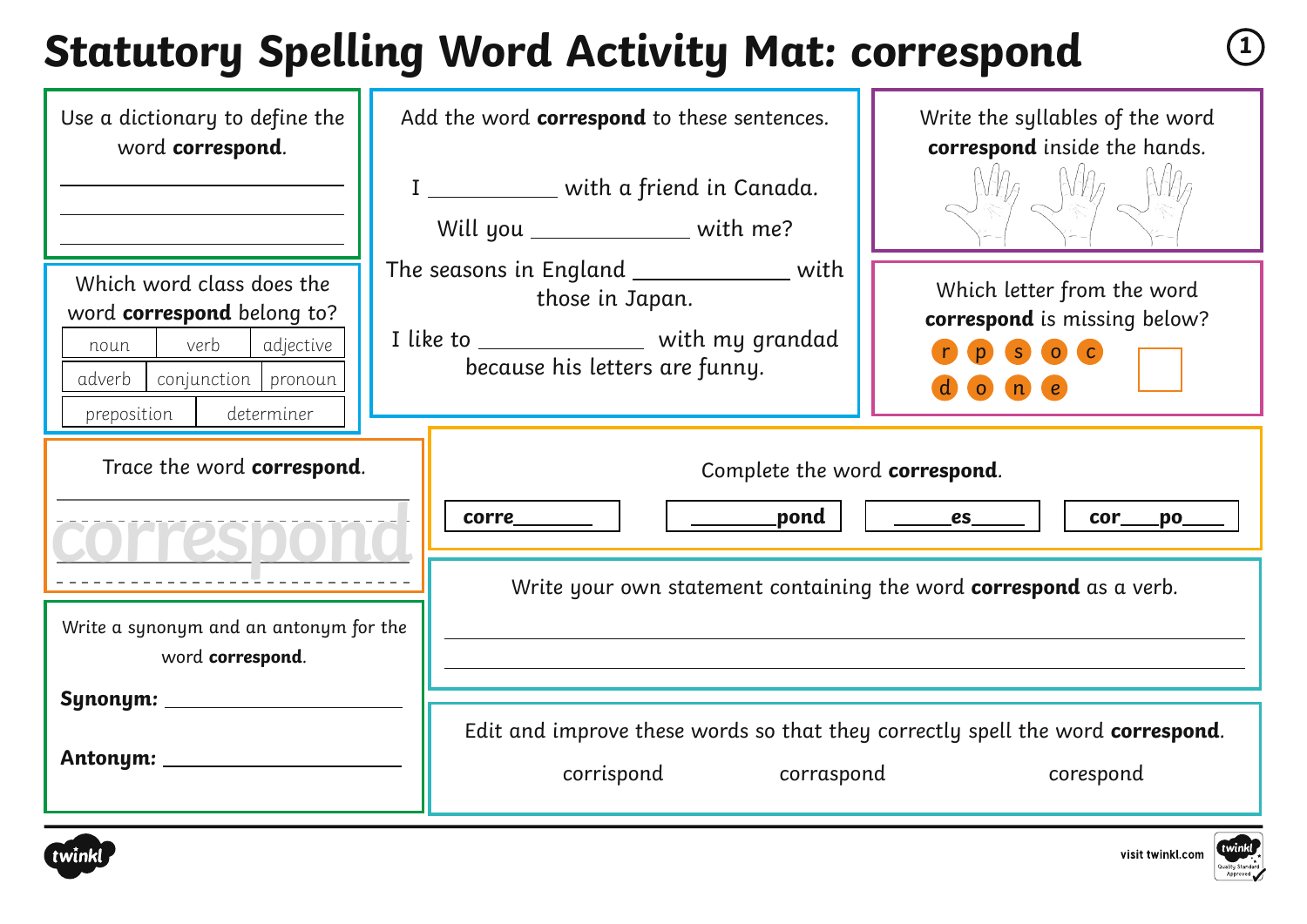# Statutory Spelling Word Activity Mat: correspond

Use a dictionary to define the word **correspond**.

___________________________

___________________________

___________________________

Which word class does the word **correspond** belong to?

| noun | verb | adjective |
| --- | --- | --- |
| adverb | conjunction | pronoun |
| preposition | determiner | |

Add the word **correspond** to these sentences.

I ___________ with a friend in Canada.

Will you _____________ with me?

The seasons in England ____________ with those in Japan.

I like to _____________ with my grandad because his letters are funny.

Write the syllables of the word **correspond** inside the hands.

Which letter from the word **correspond** is missing below?

r p s o c
d o n e

Trace the word **correspond**.

correspond

Complete the word **correspond**.

| corre_______ | _______pond | _____es_____ | cor___po____ |
| --- | --- | --- | --- |

Write a synonym and an antonym for the word **correspond**.

**Synonym:** ____________________

**Antonym:** ____________________

Write your own statement containing the word **correspond** as a verb.

___________________________________________________

___________________________________________________

Edit and improve these words so that they correctly spell the word **correspond**.

corrispond    corraspond    corespond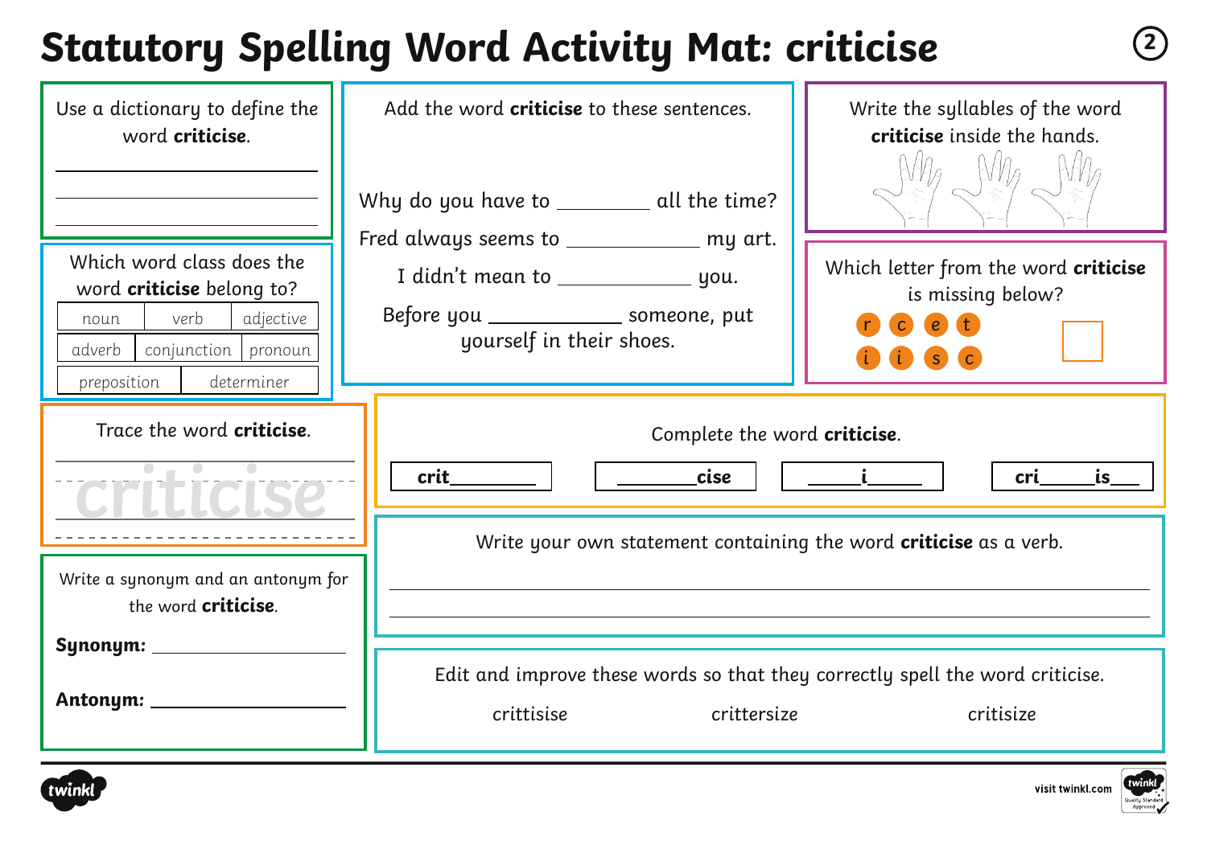# Statutory Spelling Word Activity Mat: criticise

Use a dictionary to define the word **criticise**.

\_\_\_\_\_\_\_\_\_\_\_\_\_\_\_\_\_\_\_\_\_\_\_\_\_\_\_\_

\_\_\_\_\_\_\_\_\_\_\_\_\_\_\_\_\_\_\_\_\_\_\_\_\_\_\_\_

\_\_\_\_\_\_\_\_\_\_\_\_\_\_\_\_\_\_\_\_\_\_\_\_\_\_\_\_

Add the word **criticise** to these sentences.

Why do you have to \_\_\_\_\_\_\_\_\_ all the time?

Fred always seems to \_\_\_\_\_\_\_\_\_\_\_\_\_ my art.

I didn't mean to \_\_\_\_\_\_\_\_\_\_\_\_\_ you.

Before you \_\_\_\_\_\_\_\_\_\_\_\_\_ someone, put yourself in their shoes.

Write the syllables of the word **criticise** inside the hands.

Which word class does the word **criticise** belong to?

| noun | verb | adjective |
|---|---|---|
| adverb | conjunction | pronoun |
| preposition | determiner | |

Which letter from the word **criticise** is missing below?

r c e t
i i s c

Trace the word **criticise**.

criticise

Complete the word **criticise**.

| crit\_\_\_\_\_\_\_\_ | \_\_\_\_\_\_\_\_cise | \_\_\_\_\_i\_\_\_\_\_ | cri\_\_\_\_\_is\_\_\_ |
|---|---|---|---|

Write a synonym and an antonym for the word **criticise**.

**Synonym:** \_\_\_\_\_\_\_\_\_\_\_\_\_\_\_\_\_\_\_\_

**Antonym:** \_\_\_\_\_\_\_\_\_\_\_\_\_\_\_\_\_\_\_\_

Write your own statement containing the word **criticise** as a verb.

\_\_\_\_\_\_\_\_\_\_\_\_\_\_\_\_\_\_\_\_\_\_\_\_\_\_\_\_\_\_\_\_\_\_\_\_\_\_\_\_\_\_\_\_\_\_\_\_\_\_\_\_\_\_\_\_

\_\_\_\_\_\_\_\_\_\_\_\_\_\_\_\_\_\_\_\_\_\_\_\_\_\_\_\_\_\_\_\_\_\_\_\_\_\_\_\_\_\_\_\_\_\_\_\_\_\_\_\_\_\_\_\_

Edit and improve these words so that they correctly spell the word criticise.

crittisise    crittersize    critisize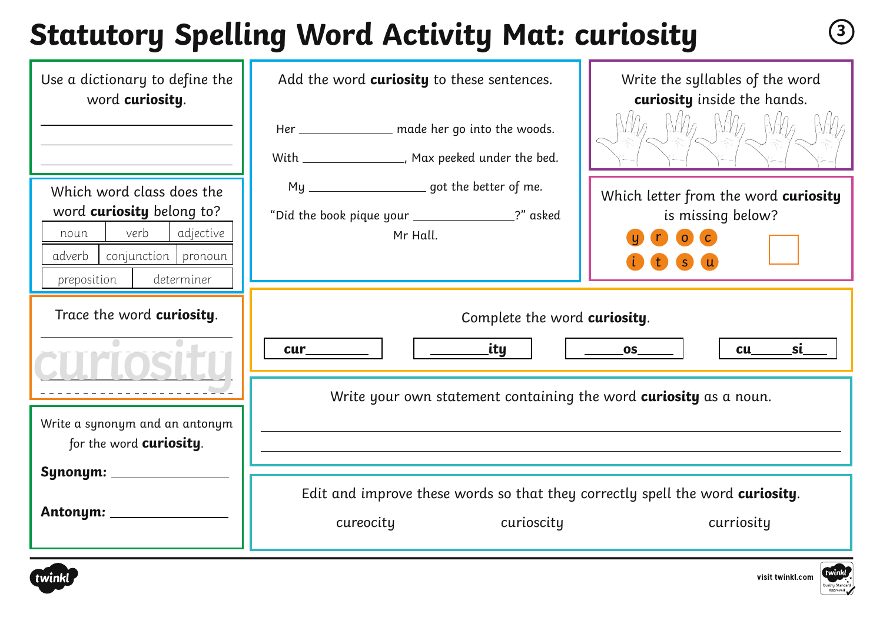# Statutory Spelling Word Activity Mat: curiosity

Use a dictionary to define the word **curiosity**.

______________________________

______________________________

______________________________

Which word class does the word **curiosity** belong to?

| noun | verb | adjective |
|---|---|---|
| adverb | conjunction | pronoun |
| preposition | determiner | |

Trace the word **curiosity**.

curiosity

Write a synonym and an antonym for the word **curiosity**.

**Synonym:** ______________

**Antonym:** ______________

Add the word **curiosity** to these sentences.

Her ______________ made her go into the woods.

With ______________, Max peeked under the bed.

My ______________ got the better of me.

"Did the book pique your ______________?" asked Mr Hall.

Write the syllables of the word **curiosity** inside the hands.

Which letter from the word **curiosity** is missing below?

y r o c i t s u

Complete the word **curiosity**.

| cur______ | ______ity | ____os____ | cu____si___ |
|---|---|---|---|

Write your own statement containing the word **curiosity** as a noun.

______________________________________________

______________________________________________

Edit and improve these words so that they correctly spell the word **curiosity**.

cureocity     curioscity     curriosity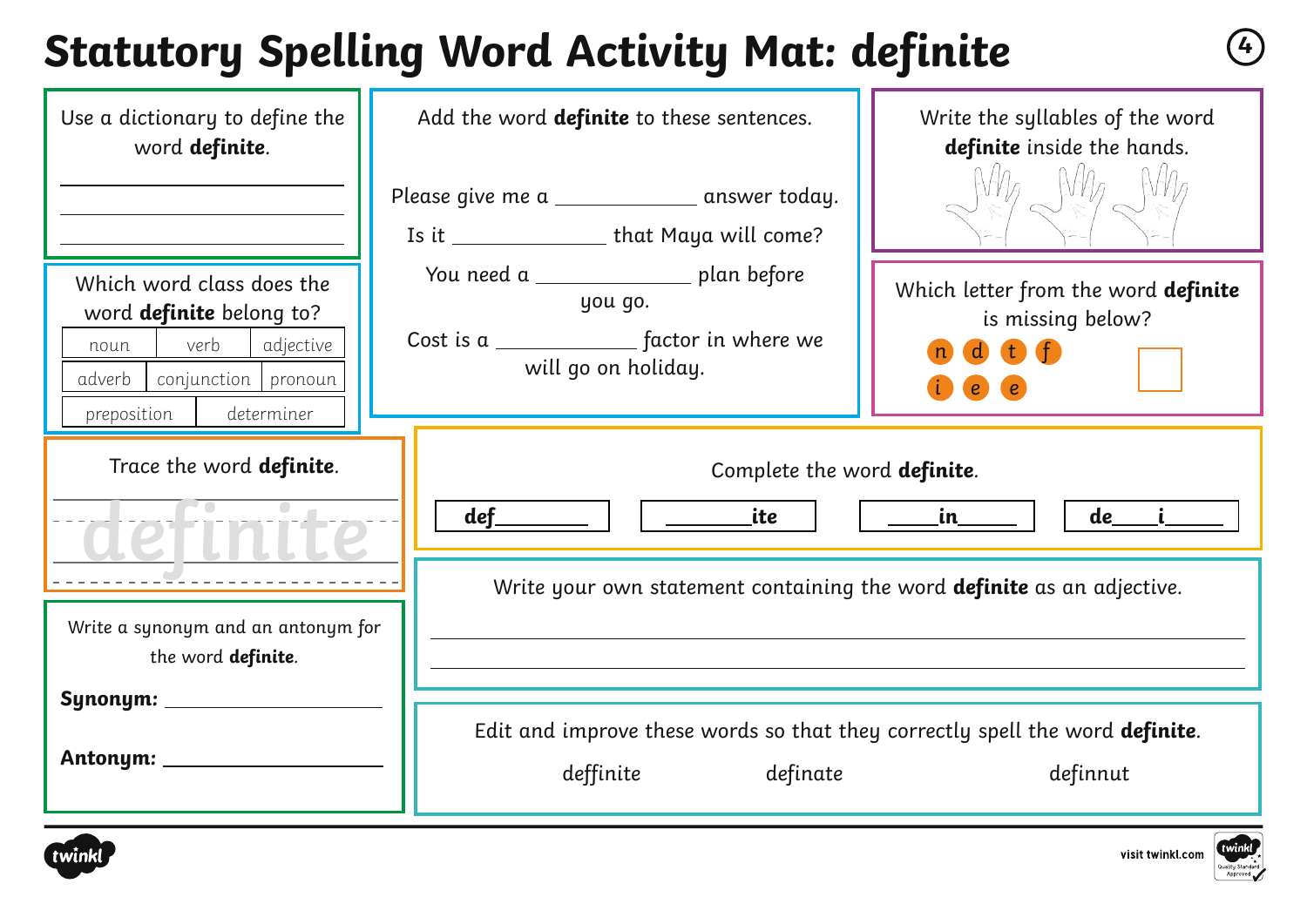# Statutory Spelling Word Activity Mat: definite

## Use a dictionary to define the word **definite**.

______________________________

______________________________

______________________________

## Add the word **definite** to these sentences.

Please give me a ____________ answer today.

Is it ____________ that Maya will come?

You need a ____________ plan before you go.

Cost is a ____________ factor in where we will go on holiday.

## Write the syllables of the word **definite** inside the hands.

## Which word class does the word **definite** belong to?

| noun | verb | adjective |
|---|---|---|
| adverb | conjunction | pronoun |
| preposition | determiner | |

## Which letter from the word **definite** is missing below?

n d t f
i e e

☐

## Trace the word **definite**.

definite

## Complete the word **definite**.

def________ | ________ite | _____in_____ | de____i_____

## Write a synonym and an antonym for the word **definite**.

**Synonym:** ____________________

**Antonym:** ____________________

## Write your own statement containing the word **definite** as an adjective.

______________________________

______________________________

## Edit and improve these words so that they correctly spell the word **definite**.

deffinite    definate    definnut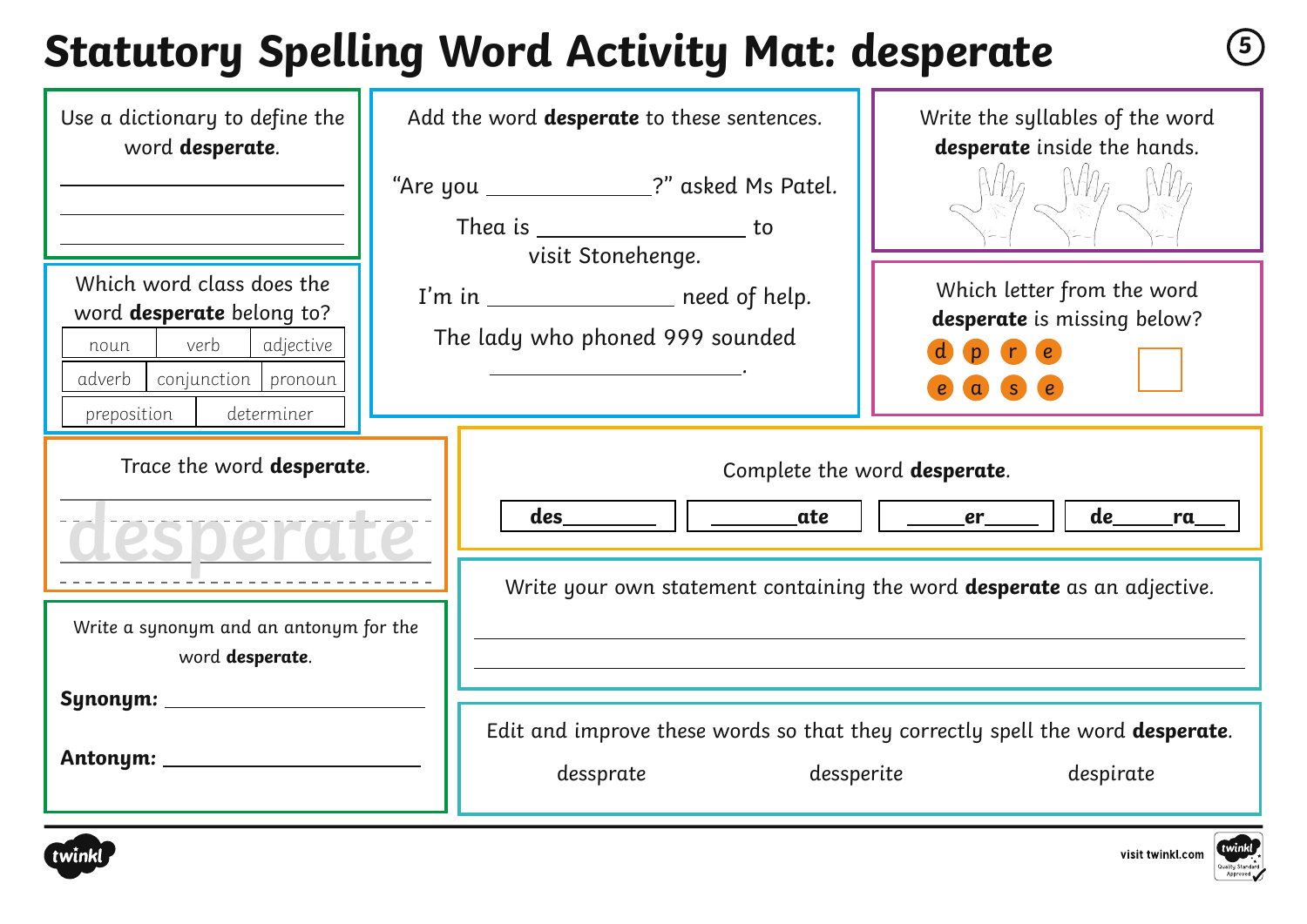# Statutory Spelling Word Activity Mat: desperate

Use a dictionary to define the word **desperate**.

\_\_\_\_\_\_\_\_\_\_\_\_\_\_\_\_\_\_\_\_\_\_\_\_\_\_\_\_

\_\_\_\_\_\_\_\_\_\_\_\_\_\_\_\_\_\_\_\_\_\_\_\_\_\_\_\_

\_\_\_\_\_\_\_\_\_\_\_\_\_\_\_\_\_\_\_\_\_\_\_\_\_\_\_\_

Which word class does the word **desperate** belong to?

| | | |
|---|---|---|
| noun | verb | adjective |
| adverb | conjunction | pronoun |
| preposition | determiner | |

Add the word **desperate** to these sentences.

"Are you \_\_\_\_\_\_\_\_\_\_\_\_\_\_?" asked Ms Patel.

Thea is \_\_\_\_\_\_\_\_\_\_\_\_\_\_\_\_\_\_ to visit Stonehenge.

I'm in \_\_\_\_\_\_\_\_\_\_\_\_\_\_\_\_ need of help.

The lady who phoned 999 sounded \_\_\_\_\_\_\_\_\_\_\_\_\_\_\_\_\_\_\_\_\_\_.

Write the syllables of the word **desperate** inside the hands.

Which letter from the word **desperate** is missing below?

d p r e
e a s e

Trace the word **desperate**.

desperate

Complete the word **desperate**.

| | | | |
|---|---|---|---|
| **des**\_\_\_\_\_\_\_\_ | \_\_\_\_\_\_\_\_**ate** | \_\_\_\_\_**er**\_\_\_\_\_ | **de**\_\_\_\_\_**ra**\_\_\_ |

Write a synonym and an antonym for the word **desperate**.

**Synonym:** \_\_\_\_\_\_\_\_\_\_\_\_\_\_\_\_\_\_\_\_\_\_\_\_

**Antonym:** \_\_\_\_\_\_\_\_\_\_\_\_\_\_\_\_\_\_\_\_\_\_\_\_

Write your own statement containing the word **desperate** as an adjective.

\_\_\_\_\_\_\_\_\_\_\_\_\_\_\_\_\_\_\_\_\_\_\_\_\_\_\_\_\_\_\_\_\_\_\_\_\_\_\_\_\_\_\_\_\_\_\_\_\_\_\_\_\_\_\_\_

\_\_\_\_\_\_\_\_\_\_\_\_\_\_\_\_\_\_\_\_\_\_\_\_\_\_\_\_\_\_\_\_\_\_\_\_\_\_\_\_\_\_\_\_\_\_\_\_\_\_\_\_\_\_\_\_

Edit and improve these words so that they correctly spell the word **desperate**.

dessprate    dessperite    despirate

visit twinkl.com